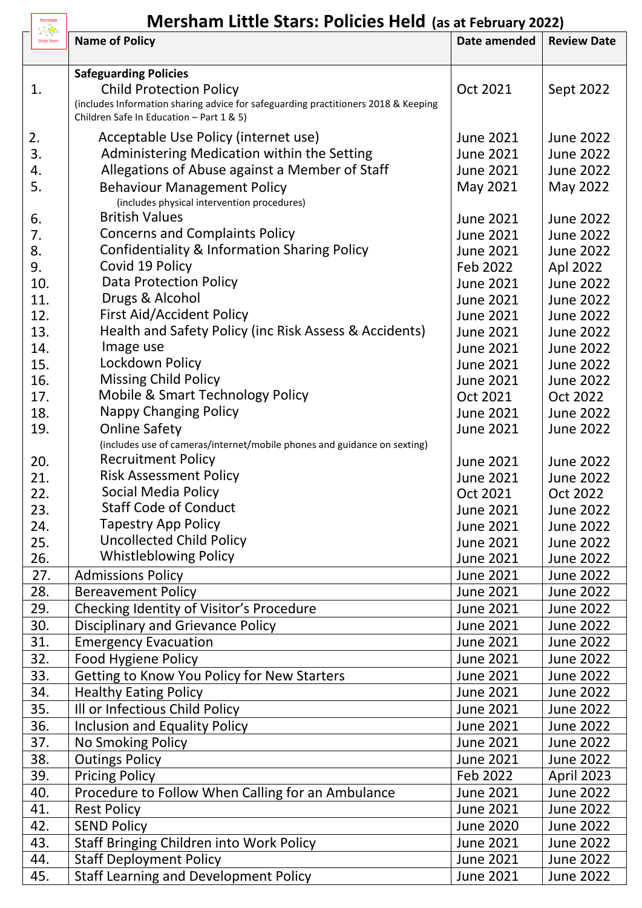# Mersham Little Stars: Policies Held (as at February 2022)

| | Name of Policy | Date amended | Review Date |
|---|---|---|---|
| | **Safeguarding Policies** | | |
| 1. | Child Protection Policy (includes Information sharing advice for safeguarding practitioners 2018 & Keeping Children Safe In Education – Part 1 & 5) | Oct 2021 | Sept 2022 |
| 2. | Acceptable Use Policy (internet use) | June 2021 | June 2022 |
| 3. | Administering Medication within the Setting | June 2021 | June 2022 |
| 4. | Allegations of Abuse against a Member of Staff | June 2021 | June 2022 |
| 5. | Behaviour Management Policy (includes physical intervention procedures) | May 2021 | May 2022 |
| 6. | British Values | June 2021 | June 2022 |
| 7. | Concerns and Complaints Policy | June 2021 | June 2022 |
| 8. | Confidentiality & Information Sharing Policy | June 2021 | June 2022 |
| 9. | Covid 19 Policy | Feb 2022 | Apl 2022 |
| 10. | Data Protection Policy | June 2021 | June 2022 |
| 11. | Drugs & Alcohol | June 2021 | June 2022 |
| 12. | First Aid/Accident Policy | June 2021 | June 2022 |
| 13. | Health and Safety Policy (inc Risk Assess & Accidents) | June 2021 | June 2022 |
| 14. | Image use | June 2021 | June 2022 |
| 15. | Lockdown Policy | June 2021 | June 2022 |
| 16. | Missing Child Policy | June 2021 | June 2022 |
| 17. | Mobile & Smart Technology Policy | Oct 2021 | Oct 2022 |
| 18. | Nappy Changing Policy | June 2021 | June 2022 |
| 19. | Online Safety (includes use of cameras/internet/mobile phones and guidance on sexting) | June 2021 | June 2022 |
| 20. | Recruitment Policy | June 2021 | June 2022 |
| 21. | Risk Assessment Policy | June 2021 | June 2022 |
| 22. | Social Media Policy | Oct 2021 | Oct 2022 |
| 23. | Staff Code of Conduct | June 2021 | June 2022 |
| 24. | Tapestry App Policy | June 2021 | June 2022 |
| 25. | Uncollected Child Policy | June 2021 | June 2022 |
| 26. | Whistleblowing Policy | June 2021 | June 2022 |
| 27. | Admissions Policy | June 2021 | June 2022 |
| 28. | Bereavement Policy | June 2021 | June 2022 |
| 29. | Checking Identity of Visitor's Procedure | June 2021 | June 2022 |
| 30. | Disciplinary and Grievance Policy | June 2021 | June 2022 |
| 31. | Emergency Evacuation | June 2021 | June 2022 |
| 32. | Food Hygiene Policy | June 2021 | June 2022 |
| 33. | Getting to Know You Policy for New Starters | June 2021 | June 2022 |
| 34. | Healthy Eating Policy | June 2021 | June 2022 |
| 35. | Ill or Infectious Child Policy | June 2021 | June 2022 |
| 36. | Inclusion and Equality Policy | June 2021 | June 2022 |
| 37. | No Smoking Policy | June 2021 | June 2022 |
| 38. | Outings Policy | June 2021 | June 2022 |
| 39. | Pricing Policy | Feb 2022 | April 2023 |
| 40. | Procedure to Follow When Calling for an Ambulance | June 2021 | June 2022 |
| 41. | Rest Policy | June 2021 | June 2022 |
| 42. | SEND Policy | June 2020 | June 2022 |
| 43. | Staff Bringing Children into Work Policy | June 2021 | June 2022 |
| 44. | Staff Deployment Policy | June 2021 | June 2022 |
| 45. | Staff Learning and Development Policy | June 2021 | June 2022 |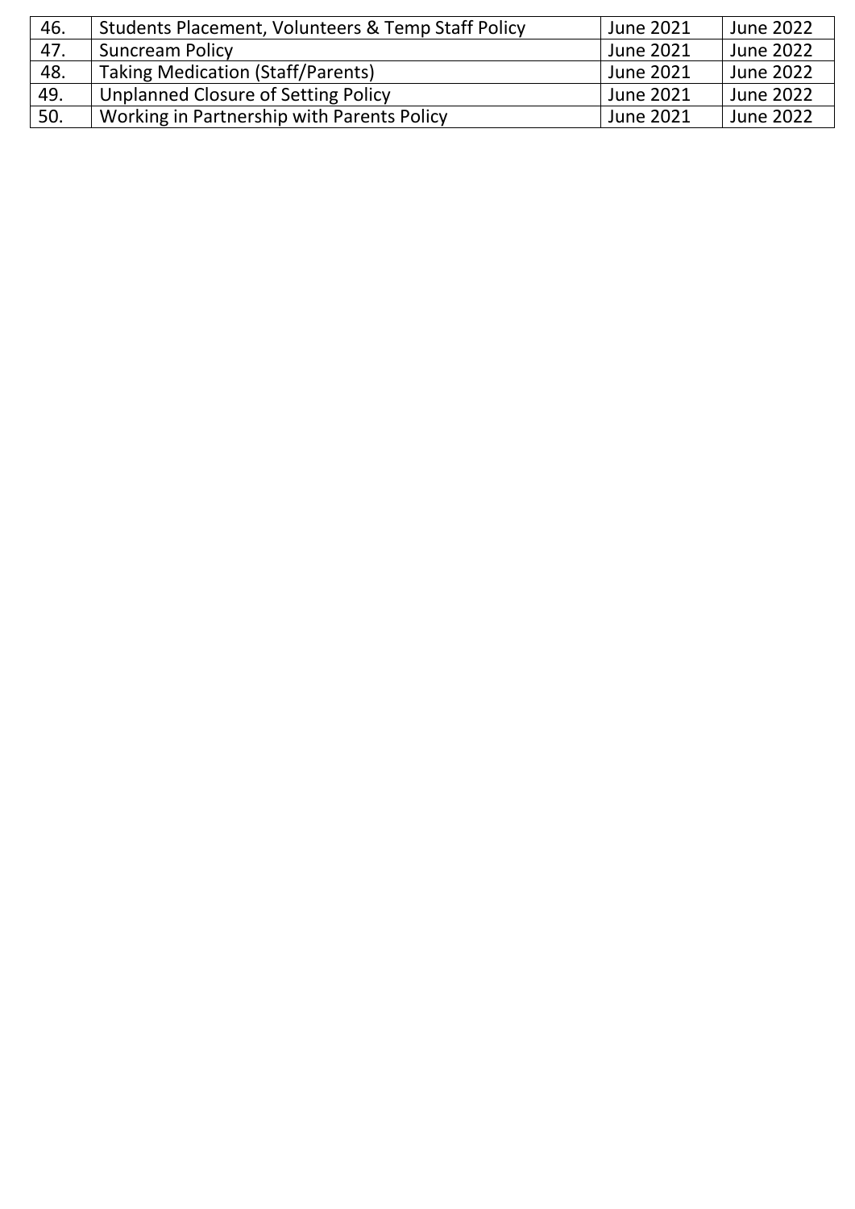| | | | |
|---|---|---|---|
| 46. | Students Placement, Volunteers & Temp Staff Policy | June 2021 | June 2022 |
| 47. | Suncream Policy | June 2021 | June 2022 |
| 48. | Taking Medication (Staff/Parents) | June 2021 | June 2022 |
| 49. | Unplanned Closure of Setting Policy | June 2021 | June 2022 |
| 50. | Working in Partnership with Parents Policy | June 2021 | June 2022 |